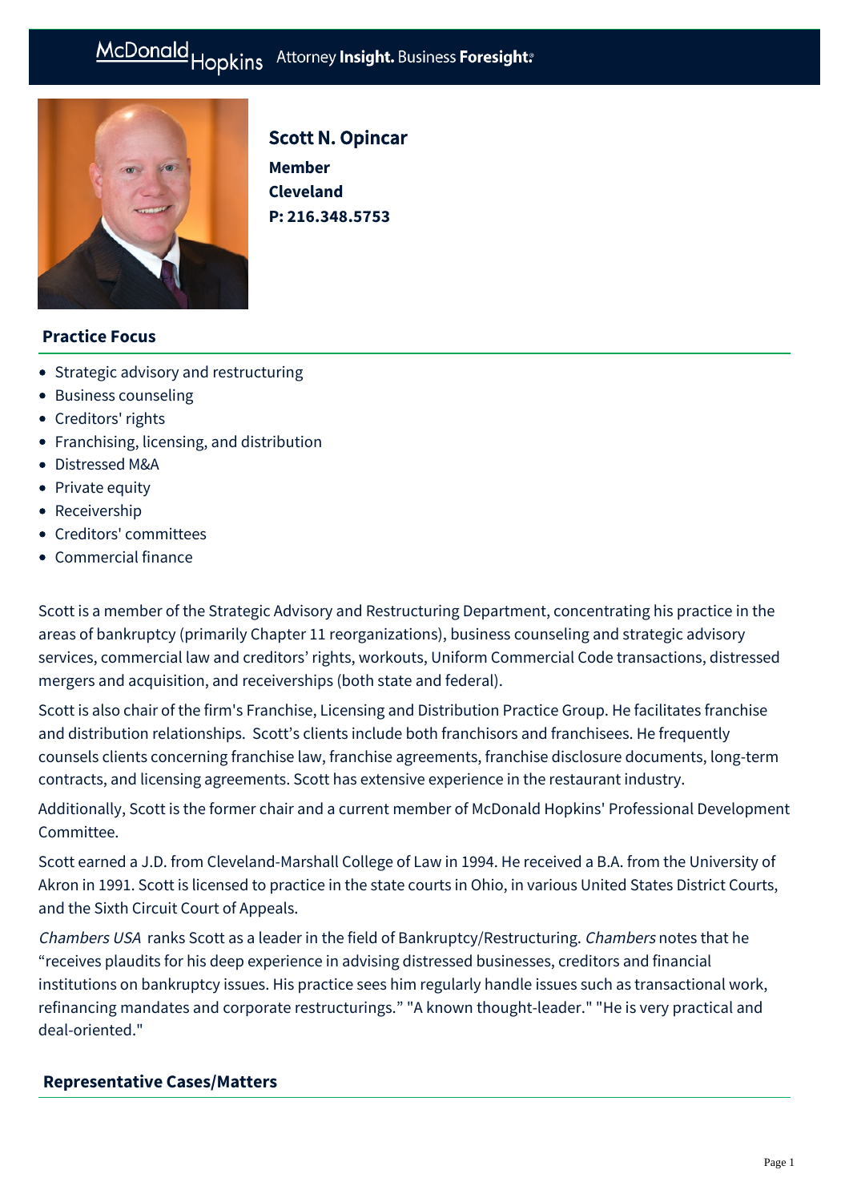McDonald Hopkins Attorney **Insight.** Business **Foresight.**

# Scott N. Opincar

**Member**
**Cleveland**
**P: 216.348.5753**

## Practice Focus

- Strategic advisory and restructuring
- Business counseling
- Creditors' rights
- Franchising, licensing, and distribution
- Distressed M&A
- Private equity
- Receivership
- Creditors' committees
- Commercial finance

Scott is a member of the Strategic Advisory and Restructuring Department, concentrating his practice in the areas of bankruptcy (primarily Chapter 11 reorganizations), business counseling and strategic advisory services, commercial law and creditors' rights, workouts, Uniform Commercial Code transactions, distressed mergers and acquisition, and receiverships (both state and federal).

Scott is also chair of the firm's Franchise, Licensing and Distribution Practice Group. He facilitates franchise and distribution relationships. Scott's clients include both franchisors and franchisees. He frequently counsels clients concerning franchise law, franchise agreements, franchise disclosure documents, long-term contracts, and licensing agreements. Scott has extensive experience in the restaurant industry.

Additionally, Scott is the former chair and a current member of McDonald Hopkins' Professional Development Committee.

Scott earned a J.D. from Cleveland-Marshall College of Law in 1994. He received a B.A. from the University of Akron in 1991. Scott is licensed to practice in the state courts in Ohio, in various United States District Courts, and the Sixth Circuit Court of Appeals.

*Chambers USA* ranks Scott as a leader in the field of Bankruptcy/Restructuring. *Chambers* notes that he "receives plaudits for his deep experience in advising distressed businesses, creditors and financial institutions on bankruptcy issues. His practice sees him regularly handle issues such as transactional work, refinancing mandates and corporate restructurings." "A known thought-leader." "He is very practical and deal-oriented."

## Representative Cases/Matters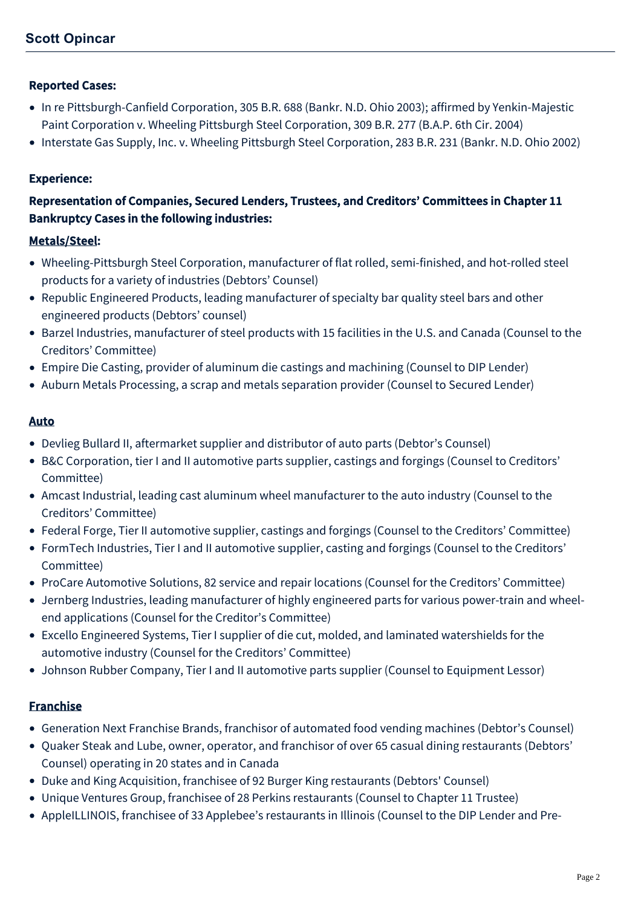**Reported Cases:**

- In re Pittsburgh-Canfield Corporation, 305 B.R. 688 (Bankr. N.D. Ohio 2003); affirmed by Yenkin-Majestic Paint Corporation v. Wheeling Pittsburgh Steel Corporation, 309 B.R. 277 (B.A.P. 6th Cir. 2004)
- Interstate Gas Supply, Inc. v. Wheeling Pittsburgh Steel Corporation, 283 B.R. 231 (Bankr. N.D. Ohio 2002)

**Experience:**

**Representation of Companies, Secured Lenders, Trustees, and Creditors' Committees in Chapter 11 Bankruptcy Cases in the following industries:**

**Metals/Steel:**

- Wheeling-Pittsburgh Steel Corporation, manufacturer of flat rolled, semi-finished, and hot-rolled steel products for a variety of industries (Debtors' Counsel)
- Republic Engineered Products, leading manufacturer of specialty bar quality steel bars and other engineered products (Debtors' counsel)
- Barzel Industries, manufacturer of steel products with 15 facilities in the U.S. and Canada (Counsel to the Creditors' Committee)
- Empire Die Casting, provider of aluminum die castings and machining (Counsel to DIP Lender)
- Auburn Metals Processing, a scrap and metals separation provider (Counsel to Secured Lender)

**Auto**

- Devlieg Bullard II, aftermarket supplier and distributor of auto parts (Debtor's Counsel)
- B&C Corporation, tier I and II automotive parts supplier, castings and forgings (Counsel to Creditors' Committee)
- Amcast Industrial, leading cast aluminum wheel manufacturer to the auto industry (Counsel to the Creditors' Committee)
- Federal Forge, Tier II automotive supplier, castings and forgings (Counsel to the Creditors' Committee)
- FormTech Industries, Tier I and II automotive supplier, casting and forgings (Counsel to the Creditors' Committee)
- ProCare Automotive Solutions, 82 service and repair locations (Counsel for the Creditors' Committee)
- Jernberg Industries, leading manufacturer of highly engineered parts for various power-train and wheel-end applications (Counsel for the Creditor's Committee)
- Excello Engineered Systems, Tier I supplier of die cut, molded, and laminated watershields for the automotive industry (Counsel for the Creditors' Committee)
- Johnson Rubber Company, Tier I and II automotive parts supplier (Counsel to Equipment Lessor)

**Franchise**

- Generation Next Franchise Brands, franchisor of automated food vending machines (Debtor's Counsel)
- Quaker Steak and Lube, owner, operator, and franchisor of over 65 casual dining restaurants (Debtors' Counsel) operating in 20 states and in Canada
- Duke and King Acquisition, franchisee of 92 Burger King restaurants (Debtors' Counsel)
- Unique Ventures Group, franchisee of 28 Perkins restaurants (Counsel to Chapter 11 Trustee)
- AppleILLINOIS, franchisee of 33 Applebee's restaurants in Illinois (Counsel to the DIP Lender and Pre-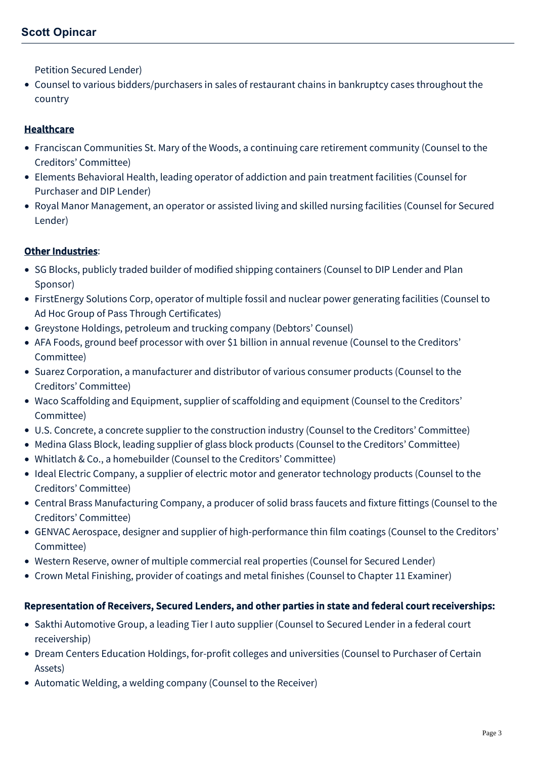Petition Secured Lender)

- Counsel to various bidders/purchasers in sales of restaurant chains in bankruptcy cases throughout the country

**Healthcare**

- Franciscan Communities St. Mary of the Woods, a continuing care retirement community (Counsel to the Creditors' Committee)
- Elements Behavioral Health, leading operator of addiction and pain treatment facilities (Counsel for Purchaser and DIP Lender)
- Royal Manor Management, an operator or assisted living and skilled nursing facilities (Counsel for Secured Lender)

**Other Industries**:

- SG Blocks, publicly traded builder of modified shipping containers (Counsel to DIP Lender and Plan Sponsor)
- FirstEnergy Solutions Corp, operator of multiple fossil and nuclear power generating facilities (Counsel to Ad Hoc Group of Pass Through Certificates)
- Greystone Holdings, petroleum and trucking company (Debtors' Counsel)
- AFA Foods, ground beef processor with over $1 billion in annual revenue (Counsel to the Creditors' Committee)
- Suarez Corporation, a manufacturer and distributor of various consumer products (Counsel to the Creditors' Committee)
- Waco Scaffolding and Equipment, supplier of scaffolding and equipment (Counsel to the Creditors' Committee)
- U.S. Concrete, a concrete supplier to the construction industry (Counsel to the Creditors' Committee)
- Medina Glass Block, leading supplier of glass block products (Counsel to the Creditors' Committee)
- Whitlatch & Co., a homebuilder (Counsel to the Creditors' Committee)
- Ideal Electric Company, a supplier of electric motor and generator technology products (Counsel to the Creditors' Committee)
- Central Brass Manufacturing Company, a producer of solid brass faucets and fixture fittings (Counsel to the Creditors' Committee)
- GENVAC Aerospace, designer and supplier of high-performance thin film coatings (Counsel to the Creditors' Committee)
- Western Reserve, owner of multiple commercial real properties (Counsel for Secured Lender)
- Crown Metal Finishing, provider of coatings and metal finishes (Counsel to Chapter 11 Examiner)

**Representation of Receivers, Secured Lenders, and other parties in state and federal court receiverships:**

- Sakthi Automotive Group, a leading Tier I auto supplier (Counsel to Secured Lender in a federal court receivership)
- Dream Centers Education Holdings, for-profit colleges and universities (Counsel to Purchaser of Certain Assets)
- Automatic Welding, a welding company (Counsel to the Receiver)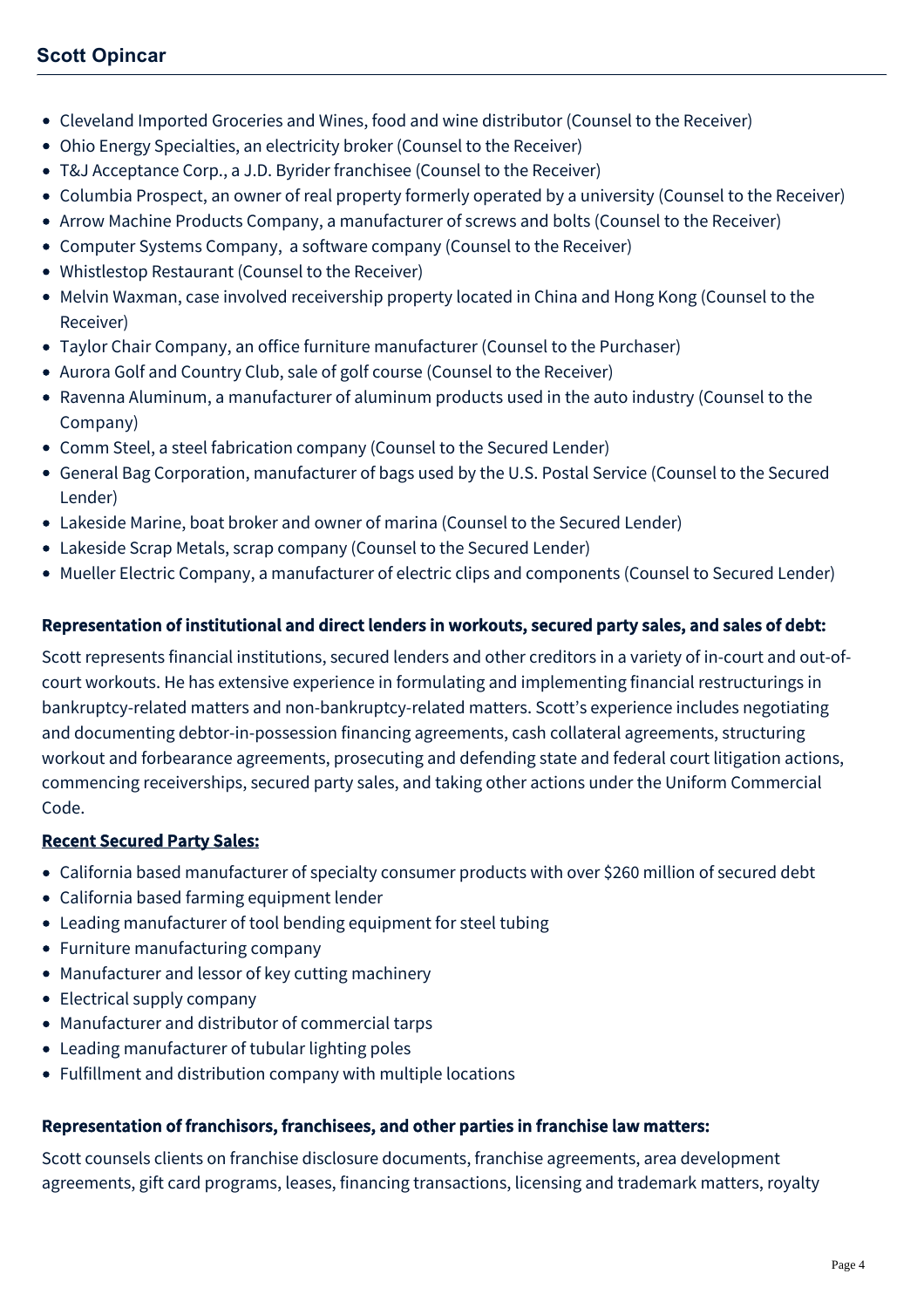- Cleveland Imported Groceries and Wines, food and wine distributor (Counsel to the Receiver)
- Ohio Energy Specialties, an electricity broker (Counsel to the Receiver)
- T&J Acceptance Corp., a J.D. Byrider franchisee (Counsel to the Receiver)
- Columbia Prospect, an owner of real property formerly operated by a university (Counsel to the Receiver)
- Arrow Machine Products Company, a manufacturer of screws and bolts (Counsel to the Receiver)
- Computer Systems Company, a software company (Counsel to the Receiver)
- Whistlestop Restaurant (Counsel to the Receiver)
- Melvin Waxman, case involved receivership property located in China and Hong Kong (Counsel to the Receiver)
- Taylor Chair Company, an office furniture manufacturer (Counsel to the Purchaser)
- Aurora Golf and Country Club, sale of golf course (Counsel to the Receiver)
- Ravenna Aluminum, a manufacturer of aluminum products used in the auto industry (Counsel to the Company)
- Comm Steel, a steel fabrication company (Counsel to the Secured Lender)
- General Bag Corporation, manufacturer of bags used by the U.S. Postal Service (Counsel to the Secured Lender)
- Lakeside Marine, boat broker and owner of marina (Counsel to the Secured Lender)
- Lakeside Scrap Metals, scrap company (Counsel to the Secured Lender)
- Mueller Electric Company, a manufacturer of electric clips and components (Counsel to Secured Lender)

**Representation of institutional and direct lenders in workouts, secured party sales, and sales of debt:**

Scott represents financial institutions, secured lenders and other creditors in a variety of in-court and out-of-court workouts. He has extensive experience in formulating and implementing financial restructurings in bankruptcy-related matters and non-bankruptcy-related matters. Scott's experience includes negotiating and documenting debtor-in-possession financing agreements, cash collateral agreements, structuring workout and forbearance agreements, prosecuting and defending state and federal court litigation actions, commencing receiverships, secured party sales, and taking other actions under the Uniform Commercial Code.

**Recent Secured Party Sales:**

- California based manufacturer of specialty consumer products with over $260 million of secured debt
- California based farming equipment lender
- Leading manufacturer of tool bending equipment for steel tubing
- Furniture manufacturing company
- Manufacturer and lessor of key cutting machinery
- Electrical supply company
- Manufacturer and distributor of commercial tarps
- Leading manufacturer of tubular lighting poles
- Fulfillment and distribution company with multiple locations

**Representation of franchisors, franchisees, and other parties in franchise law matters:**

Scott counsels clients on franchise disclosure documents, franchise agreements, area development agreements, gift card programs, leases, financing transactions, licensing and trademark matters, royalty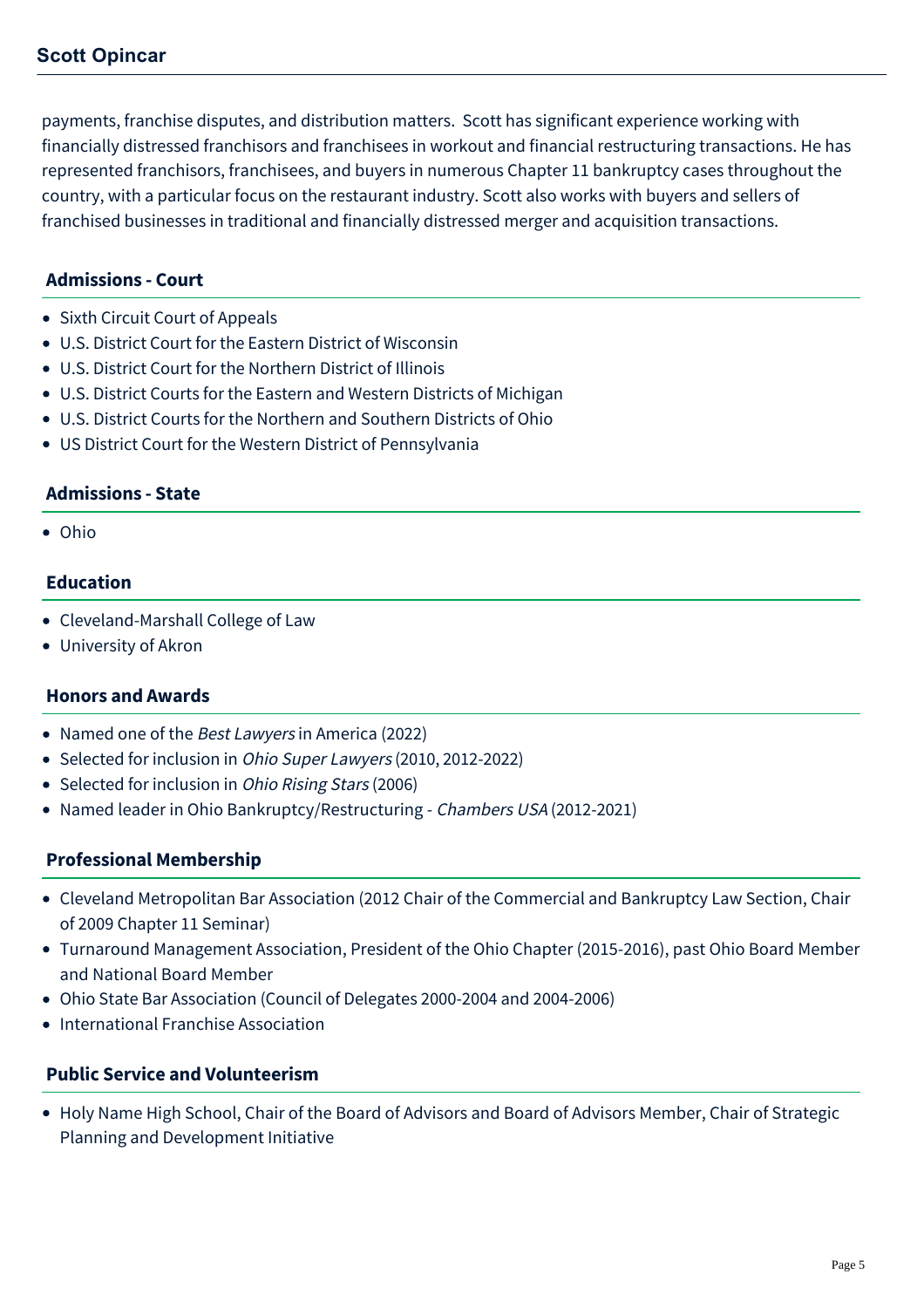payments, franchise disputes, and distribution matters. Scott has significant experience working with financially distressed franchisors and franchisees in workout and financial restructuring transactions. He has represented franchisors, franchisees, and buyers in numerous Chapter 11 bankruptcy cases throughout the country, with a particular focus on the restaurant industry. Scott also works with buyers and sellers of franchised businesses in traditional and financially distressed merger and acquisition transactions.

## Admissions - Court

- Sixth Circuit Court of Appeals
- U.S. District Court for the Eastern District of Wisconsin
- U.S. District Court for the Northern District of Illinois
- U.S. District Courts for the Eastern and Western Districts of Michigan
- U.S. District Courts for the Northern and Southern Districts of Ohio
- US District Court for the Western District of Pennsylvania

## Admissions - State

- Ohio

## Education

- Cleveland-Marshall College of Law
- University of Akron

## Honors and Awards

- Named one of the *Best Lawyers* in America (2022)
- Selected for inclusion in *Ohio Super Lawyers* (2010, 2012-2022)
- Selected for inclusion in *Ohio Rising Stars* (2006)
- Named leader in Ohio Bankruptcy/Restructuring - *Chambers USA* (2012-2021)

## Professional Membership

- Cleveland Metropolitan Bar Association (2012 Chair of the Commercial and Bankruptcy Law Section, Chair of 2009 Chapter 11 Seminar)
- Turnaround Management Association, President of the Ohio Chapter (2015-2016), past Ohio Board Member and National Board Member
- Ohio State Bar Association (Council of Delegates 2000-2004 and 2004-2006)
- International Franchise Association

## Public Service and Volunteerism

- Holy Name High School, Chair of the Board of Advisors and Board of Advisors Member, Chair of Strategic Planning and Development Initiative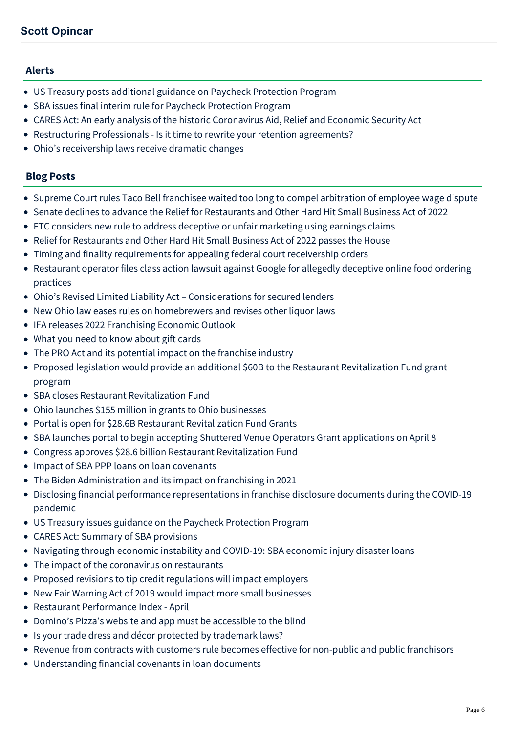## Alerts

- US Treasury posts additional guidance on Paycheck Protection Program
- SBA issues final interim rule for Paycheck Protection Program
- CARES Act: An early analysis of the historic Coronavirus Aid, Relief and Economic Security Act
- Restructuring Professionals - Is it time to rewrite your retention agreements?
- Ohio's receivership laws receive dramatic changes

## Blog Posts

- Supreme Court rules Taco Bell franchisee waited too long to compel arbitration of employee wage dispute
- Senate declines to advance the Relief for Restaurants and Other Hard Hit Small Business Act of 2022
- FTC considers new rule to address deceptive or unfair marketing using earnings claims
- Relief for Restaurants and Other Hard Hit Small Business Act of 2022 passes the House
- Timing and finality requirements for appealing federal court receivership orders
- Restaurant operator files class action lawsuit against Google for allegedly deceptive online food ordering practices
- Ohio's Revised Limited Liability Act – Considerations for secured lenders
- New Ohio law eases rules on homebrewers and revises other liquor laws
- IFA releases 2022 Franchising Economic Outlook
- What you need to know about gift cards
- The PRO Act and its potential impact on the franchise industry
- Proposed legislation would provide an additional $60B to the Restaurant Revitalization Fund grant program
- SBA closes Restaurant Revitalization Fund
- Ohio launches $155 million in grants to Ohio businesses
- Portal is open for $28.6B Restaurant Revitalization Fund Grants
- SBA launches portal to begin accepting Shuttered Venue Operators Grant applications on April 8
- Congress approves $28.6 billion Restaurant Revitalization Fund
- Impact of SBA PPP loans on loan covenants
- The Biden Administration and its impact on franchising in 2021
- Disclosing financial performance representations in franchise disclosure documents during the COVID-19 pandemic
- US Treasury issues guidance on the Paycheck Protection Program
- CARES Act: Summary of SBA provisions
- Navigating through economic instability and COVID-19: SBA economic injury disaster loans
- The impact of the coronavirus on restaurants
- Proposed revisions to tip credit regulations will impact employers
- New Fair Warning Act of 2019 would impact more small businesses
- Restaurant Performance Index - April
- Domino's Pizza's website and app must be accessible to the blind
- Is your trade dress and décor protected by trademark laws?
- Revenue from contracts with customers rule becomes effective for non-public and public franchisors
- Understanding financial covenants in loan documents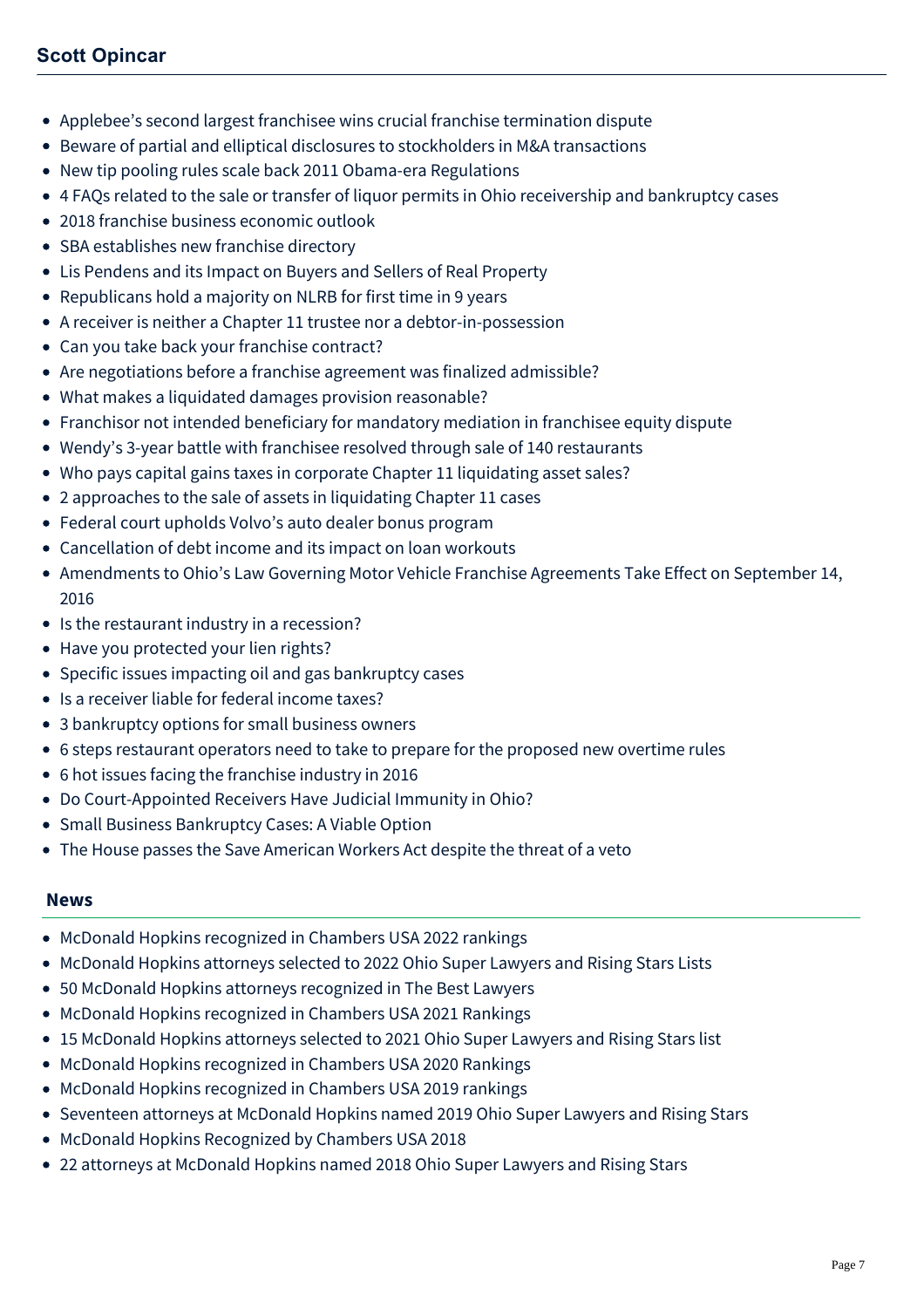- Applebee's second largest franchisee wins crucial franchise termination dispute
- Beware of partial and elliptical disclosures to stockholders in M&A transactions
- New tip pooling rules scale back 2011 Obama-era Regulations
- 4 FAQs related to the sale or transfer of liquor permits in Ohio receivership and bankruptcy cases
- 2018 franchise business economic outlook
- SBA establishes new franchise directory
- Lis Pendens and its Impact on Buyers and Sellers of Real Property
- Republicans hold a majority on NLRB for first time in 9 years
- A receiver is neither a Chapter 11 trustee nor a debtor-in-possession
- Can you take back your franchise contract?
- Are negotiations before a franchise agreement was finalized admissible?
- What makes a liquidated damages provision reasonable?
- Franchisor not intended beneficiary for mandatory mediation in franchisee equity dispute
- Wendy's 3-year battle with franchisee resolved through sale of 140 restaurants
- Who pays capital gains taxes in corporate Chapter 11 liquidating asset sales?
- 2 approaches to the sale of assets in liquidating Chapter 11 cases
- Federal court upholds Volvo's auto dealer bonus program
- Cancellation of debt income and its impact on loan workouts
- Amendments to Ohio's Law Governing Motor Vehicle Franchise Agreements Take Effect on September 14, 2016
- Is the restaurant industry in a recession?
- Have you protected your lien rights?
- Specific issues impacting oil and gas bankruptcy cases
- Is a receiver liable for federal income taxes?
- 3 bankruptcy options for small business owners
- 6 steps restaurant operators need to take to prepare for the proposed new overtime rules
- 6 hot issues facing the franchise industry in 2016
- Do Court-Appointed Receivers Have Judicial Immunity in Ohio?
- Small Business Bankruptcy Cases: A Viable Option
- The House passes the Save American Workers Act despite the threat of a veto

## News

- McDonald Hopkins recognized in Chambers USA 2022 rankings
- McDonald Hopkins attorneys selected to 2022 Ohio Super Lawyers and Rising Stars Lists
- 50 McDonald Hopkins attorneys recognized in The Best Lawyers
- McDonald Hopkins recognized in Chambers USA 2021 Rankings
- 15 McDonald Hopkins attorneys selected to 2021 Ohio Super Lawyers and Rising Stars list
- McDonald Hopkins recognized in Chambers USA 2020 Rankings
- McDonald Hopkins recognized in Chambers USA 2019 rankings
- Seventeen attorneys at McDonald Hopkins named 2019 Ohio Super Lawyers and Rising Stars
- McDonald Hopkins Recognized by Chambers USA 2018
- 22 attorneys at McDonald Hopkins named 2018 Ohio Super Lawyers and Rising Stars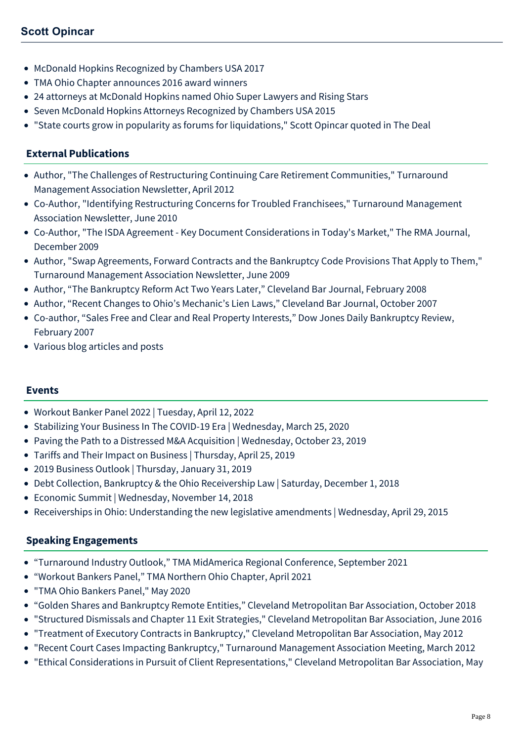- McDonald Hopkins Recognized by Chambers USA 2017
- TMA Ohio Chapter announces 2016 award winners
- 24 attorneys at McDonald Hopkins named Ohio Super Lawyers and Rising Stars
- Seven McDonald Hopkins Attorneys Recognized by Chambers USA 2015
- "State courts grow in popularity as forums for liquidations," Scott Opincar quoted in The Deal

## External Publications

- Author, "The Challenges of Restructuring Continuing Care Retirement Communities," Turnaround Management Association Newsletter, April 2012
- Co-Author, "Identifying Restructuring Concerns for Troubled Franchisees," Turnaround Management Association Newsletter, June 2010
- Co-Author, "The ISDA Agreement - Key Document Considerations in Today's Market," The RMA Journal, December 2009
- Author, "Swap Agreements, Forward Contracts and the Bankruptcy Code Provisions That Apply to Them," Turnaround Management Association Newsletter, June 2009
- Author, "The Bankruptcy Reform Act Two Years Later," Cleveland Bar Journal, February 2008
- Author, "Recent Changes to Ohio's Mechanic's Lien Laws," Cleveland Bar Journal, October 2007
- Co-author, "Sales Free and Clear and Real Property Interests," Dow Jones Daily Bankruptcy Review, February 2007
- Various blog articles and posts

## Events

- Workout Banker Panel 2022 | Tuesday, April 12, 2022
- Stabilizing Your Business In The COVID-19 Era | Wednesday, March 25, 2020
- Paving the Path to a Distressed M&A Acquisition | Wednesday, October 23, 2019
- Tariffs and Their Impact on Business | Thursday, April 25, 2019
- 2019 Business Outlook | Thursday, January 31, 2019
- Debt Collection, Bankruptcy & the Ohio Receivership Law | Saturday, December 1, 2018
- Economic Summit | Wednesday, November 14, 2018
- Receiverships in Ohio: Understanding the new legislative amendments | Wednesday, April 29, 2015

## Speaking Engagements

- "Turnaround Industry Outlook," TMA MidAmerica Regional Conference, September 2021
- "Workout Bankers Panel," TMA Northern Ohio Chapter, April 2021
- "TMA Ohio Bankers Panel," May 2020
- "Golden Shares and Bankruptcy Remote Entities," Cleveland Metropolitan Bar Association, October 2018
- "Structured Dismissals and Chapter 11 Exit Strategies," Cleveland Metropolitan Bar Association, June 2016
- "Treatment of Executory Contracts in Bankruptcy," Cleveland Metropolitan Bar Association, May 2012
- "Recent Court Cases Impacting Bankruptcy," Turnaround Management Association Meeting, March 2012
- "Ethical Considerations in Pursuit of Client Representations," Cleveland Metropolitan Bar Association, May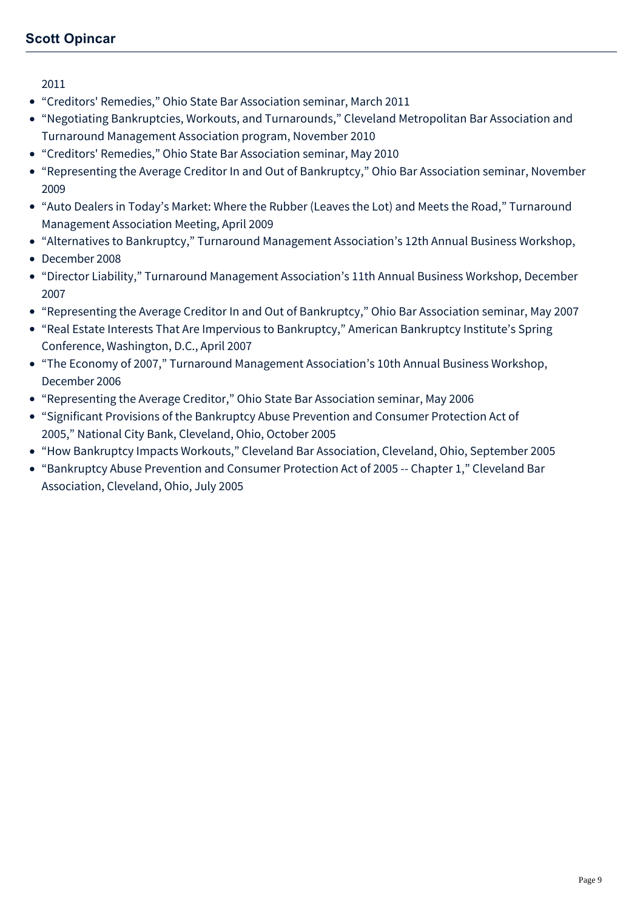2011

- “Creditors' Remedies,” Ohio State Bar Association seminar, March 2011
- “Negotiating Bankruptcies, Workouts, and Turnarounds,” Cleveland Metropolitan Bar Association and Turnaround Management Association program, November 2010
- “Creditors' Remedies,” Ohio State Bar Association seminar, May 2010
- “Representing the Average Creditor In and Out of Bankruptcy,” Ohio Bar Association seminar, November 2009
- “Auto Dealers in Today’s Market: Where the Rubber (Leaves the Lot) and Meets the Road,” Turnaround Management Association Meeting, April 2009
- “Alternatives to Bankruptcy,” Turnaround Management Association’s 12th Annual Business Workshop,
- December 2008
- “Director Liability,” Turnaround Management Association’s 11th Annual Business Workshop, December 2007
- “Representing the Average Creditor In and Out of Bankruptcy,” Ohio Bar Association seminar, May 2007
- “Real Estate Interests That Are Impervious to Bankruptcy,” American Bankruptcy Institute’s Spring Conference, Washington, D.C., April 2007
- “The Economy of 2007,” Turnaround Management Association’s 10th Annual Business Workshop, December 2006
- “Representing the Average Creditor,” Ohio State Bar Association seminar, May 2006
- “Significant Provisions of the Bankruptcy Abuse Prevention and Consumer Protection Act of 2005,” National City Bank, Cleveland, Ohio, October 2005
- “How Bankruptcy Impacts Workouts,” Cleveland Bar Association, Cleveland, Ohio, September 2005
- “Bankruptcy Abuse Prevention and Consumer Protection Act of 2005 -- Chapter 1,” Cleveland Bar Association, Cleveland, Ohio, July 2005